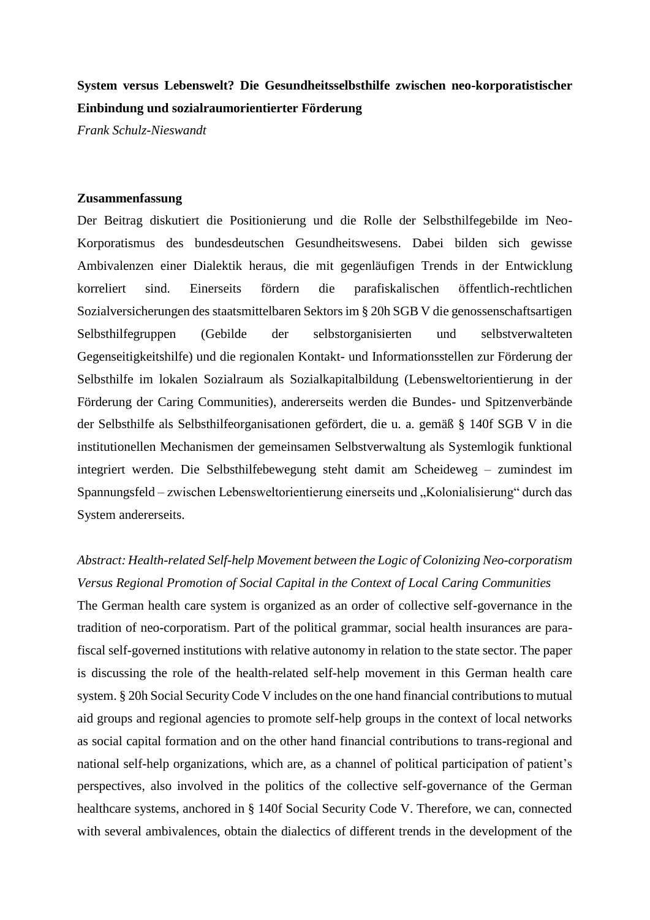**System versus Lebenswelt? Die Gesundheitsselbsthilfe zwischen neo-korporatistischer Einbindung und sozialraumorientierter Förderung**

*Frank Schulz-Nieswandt*

**Zusammenfassung**

Der Beitrag diskutiert die Positionierung und die Rolle der Selbsthilfegebilde im Neo-Korporatismus des bundesdeutschen Gesundheitswesens. Dabei bilden sich gewisse Ambivalenzen einer Dialektik heraus, die mit gegenläufigen Trends in der Entwicklung korreliert sind. Einerseits fördern die parafiskalischen öffentlich-rechtlichen Sozialversicherungen des staatsmittelbaren Sektors im § 20h SGB V die genossenschaftsartigen Selbsthilfegruppen (Gebilde der selbstorganisierten und selbstverwalteten Gegenseitigkeitshilfe) und die regionalen Kontakt- und Informationsstellen zur Förderung der Selbsthilfe im lokalen Sozialraum als Sozialkapitalbildung (Lebensweltorientierung in der Förderung der Caring Communities), andererseits werden die Bundes- und Spitzenverbände der Selbsthilfe als Selbsthilfeorganisationen gefördert, die u. a. gemäß § 140f SGB V in die institutionellen Mechanismen der gemeinsamen Selbstverwaltung als Systemlogik funktional integriert werden. Die Selbsthilfebewegung steht damit am Scheideweg – zumindest im Spannungsfeld – zwischen Lebensweltorientierung einerseits und „Kolonialisierung" durch das System andererseits.

*Abstract: Health-related Self-help Movement between the Logic of Colonizing Neo-corporatism Versus Regional Promotion of Social Capital in the Context of Local Caring Communities*

The German health care system is organized as an order of collective self-governance in the tradition of neo-corporatism. Part of the political grammar, social health insurances are para-fiscal self-governed institutions with relative autonomy in relation to the state sector. The paper is discussing the role of the health-related self-help movement in this German health care system. § 20h Social Security Code V includes on the one hand financial contributions to mutual aid groups and regional agencies to promote self-help groups in the context of local networks as social capital formation and on the other hand financial contributions to trans-regional and national self-help organizations, which are, as a channel of political participation of patient's perspectives, also involved in the politics of the collective self-governance of the German healthcare systems, anchored in § 140f Social Security Code V. Therefore, we can, connected with several ambivalences, obtain the dialectics of different trends in the development of the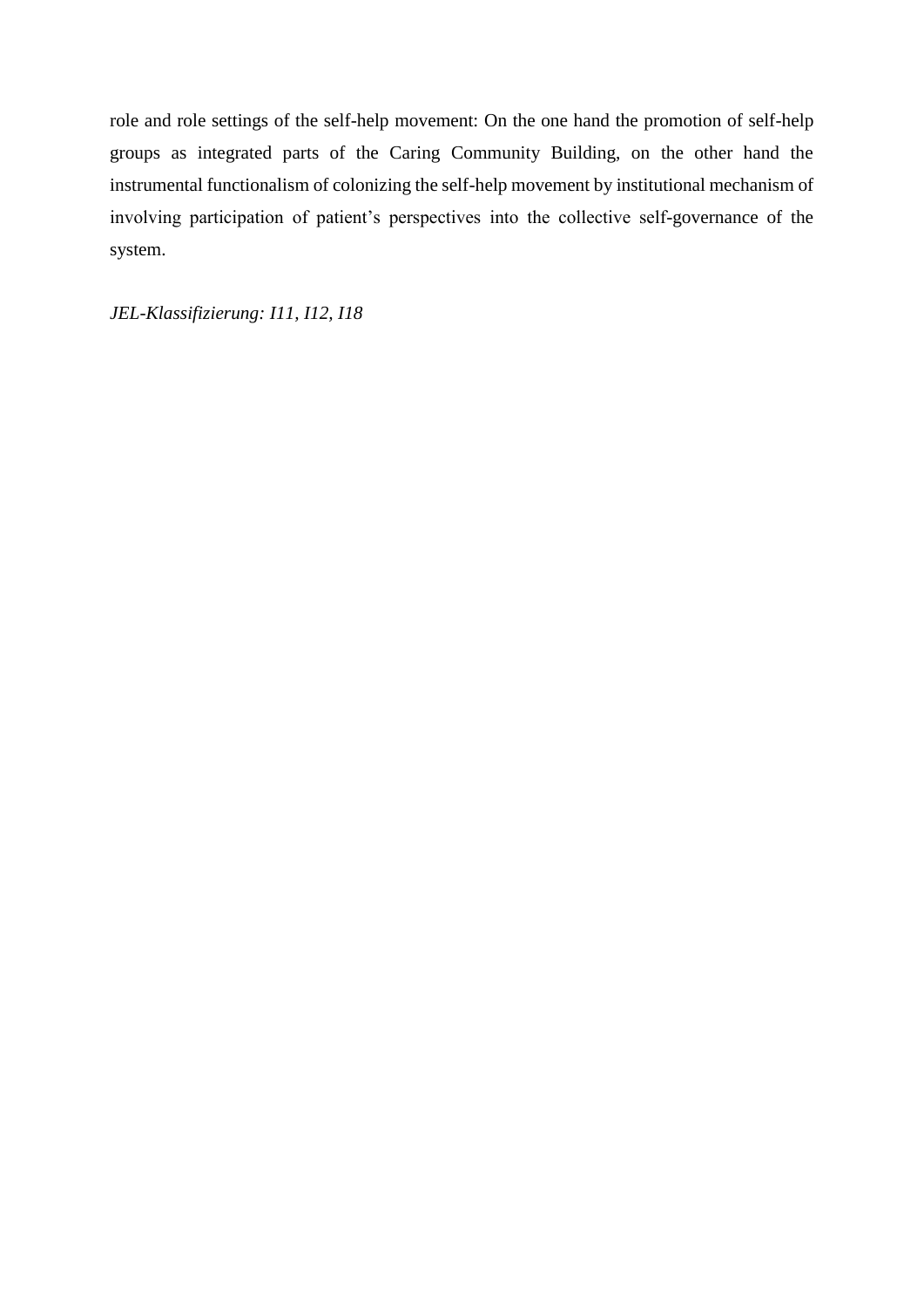role and role settings of the self-help movement: On the one hand the promotion of self-help groups as integrated parts of the Caring Community Building, on the other hand the instrumental functionalism of colonizing the self-help movement by institutional mechanism of involving participation of patient's perspectives into the collective self-governance of the system.

*JEL-Klassifizierung: I11, I12, I18*